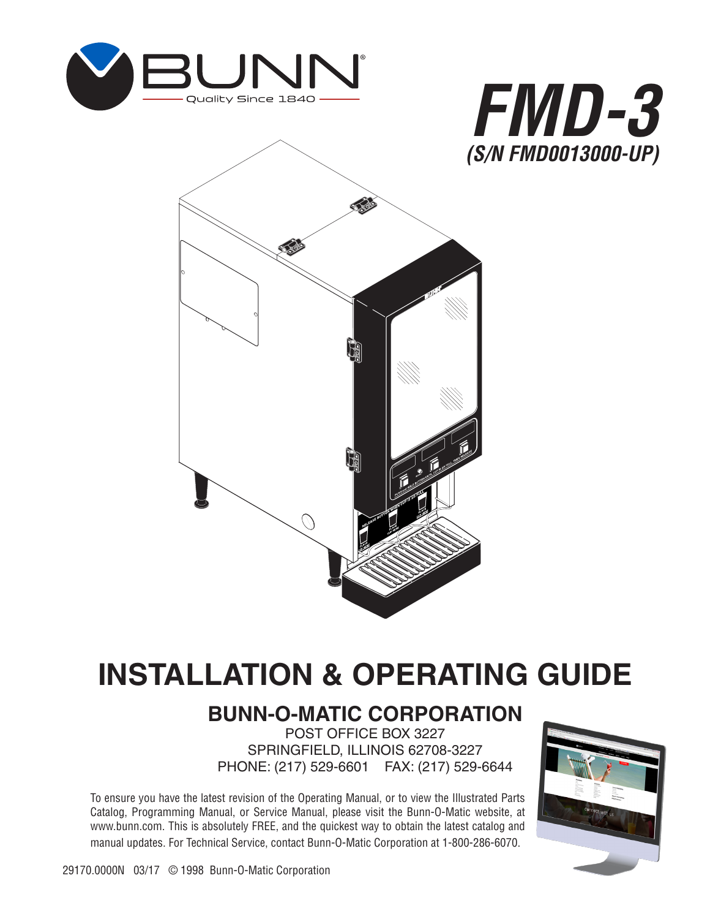BUNN®
Quality Since 1840

# FMD-3

***(S/N FMD0013000-UP)***

# INSTALLATION & OPERATING GUIDE

## BUNN-O-MATIC CORPORATION

POST OFFICE BOX 3227
SPRINGFIELD, ILLINOIS 62708-3227
PHONE: (217) 529-6601 FAX: (217) 529-6644

To ensure you have the latest revision of the Operating Manual, or to view the Illustrated Parts Catalog, Programming Manual, or Service Manual, please visit the Bunn-O-Matic website, at www.bunn.com. This is absolutely FREE, and the quickest way to obtain the latest catalog and manual updates. For Technical Service, contact Bunn-O-Matic Corporation at 1-800-286-6070.

29170.0000N 03/17 © 1998 Bunn-O-Matic Corporation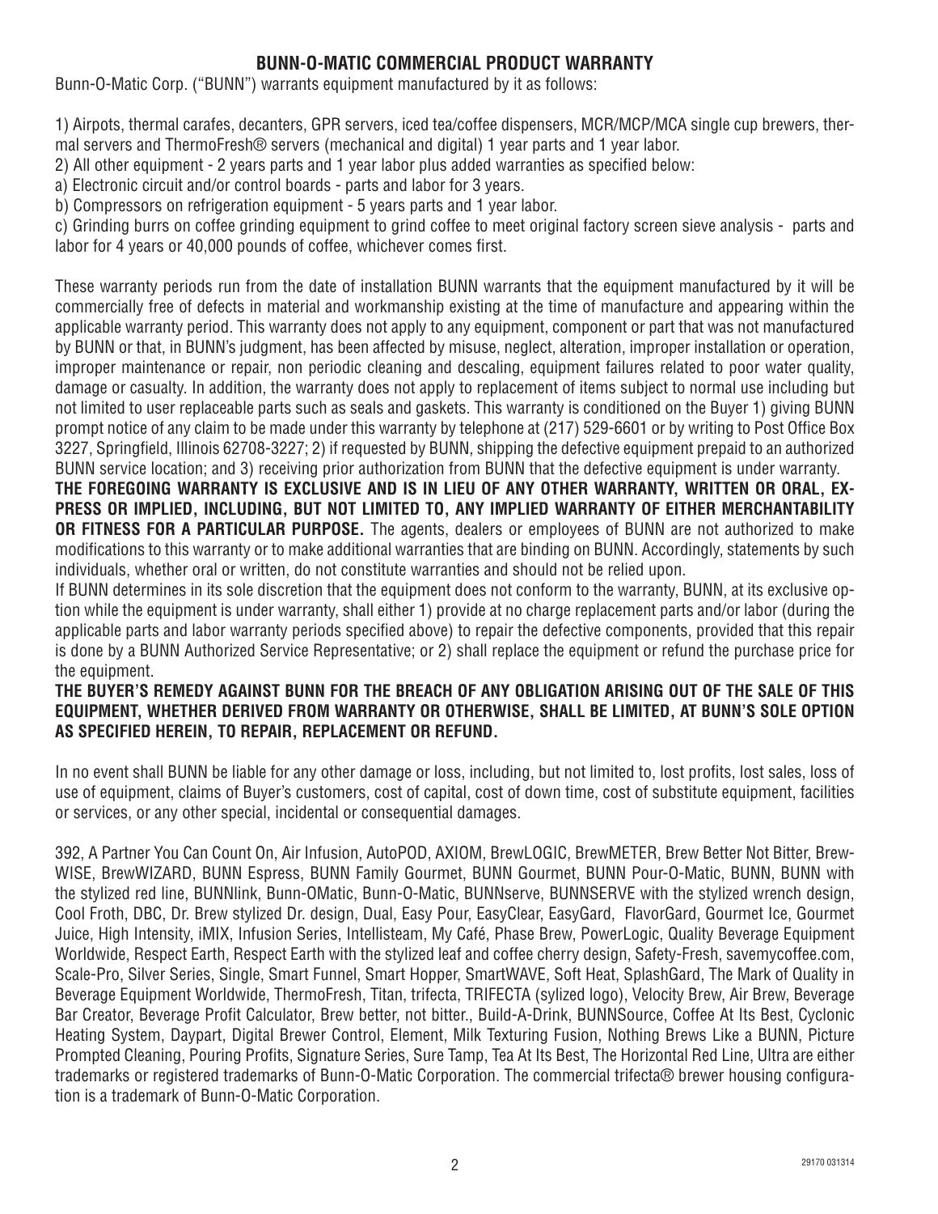# BUNN-O-MATIC COMMERCIAL PRODUCT WARRANTY

Bunn-O-Matic Corp. ("BUNN") warrants equipment manufactured by it as follows:

1) Airpots, thermal carafes, decanters, GPR servers, iced tea/coffee dispensers, MCR/MCP/MCA single cup brewers, thermal servers and ThermoFresh® servers (mechanical and digital) 1 year parts and 1 year labor.

2) All other equipment - 2 years parts and 1 year labor plus added warranties as specified below:

a) Electronic circuit and/or control boards - parts and labor for 3 years.

b) Compressors on refrigeration equipment - 5 years parts and 1 year labor.

c) Grinding burrs on coffee grinding equipment to grind coffee to meet original factory screen sieve analysis - parts and labor for 4 years or 40,000 pounds of coffee, whichever comes first.

These warranty periods run from the date of installation BUNN warrants that the equipment manufactured by it will be commercially free of defects in material and workmanship existing at the time of manufacture and appearing within the applicable warranty period. This warranty does not apply to any equipment, component or part that was not manufactured by BUNN or that, in BUNN's judgment, has been affected by misuse, neglect, alteration, improper installation or operation, improper maintenance or repair, non periodic cleaning and descaling, equipment failures related to poor water quality, damage or casualty. In addition, the warranty does not apply to replacement of items subject to normal use including but not limited to user replaceable parts such as seals and gaskets. This warranty is conditioned on the Buyer 1) giving BUNN prompt notice of any claim to be made under this warranty by telephone at (217) 529-6601 or by writing to Post Office Box 3227, Springfield, Illinois 62708-3227; 2) if requested by BUNN, shipping the defective equipment prepaid to an authorized BUNN service location; and 3) receiving prior authorization from BUNN that the defective equipment is under warranty.

**THE FOREGOING WARRANTY IS EXCLUSIVE AND IS IN LIEU OF ANY OTHER WARRANTY, WRITTEN OR ORAL, EXPRESS OR IMPLIED, INCLUDING, BUT NOT LIMITED TO, ANY IMPLIED WARRANTY OF EITHER MERCHANTABILITY OR FITNESS FOR A PARTICULAR PURPOSE.** The agents, dealers or employees of BUNN are not authorized to make modifications to this warranty or to make additional warranties that are binding on BUNN. Accordingly, statements by such individuals, whether oral or written, do not constitute warranties and should not be relied upon.

If BUNN determines in its sole discretion that the equipment does not conform to the warranty, BUNN, at its exclusive option while the equipment is under warranty, shall either 1) provide at no charge replacement parts and/or labor (during the applicable parts and labor warranty periods specified above) to repair the defective components, provided that this repair is done by a BUNN Authorized Service Representative; or 2) shall replace the equipment or refund the purchase price for the equipment.

**THE BUYER'S REMEDY AGAINST BUNN FOR THE BREACH OF ANY OBLIGATION ARISING OUT OF THE SALE OF THIS EQUIPMENT, WHETHER DERIVED FROM WARRANTY OR OTHERWISE, SHALL BE LIMITED, AT BUNN'S SOLE OPTION AS SPECIFIED HEREIN, TO REPAIR, REPLACEMENT OR REFUND.**

In no event shall BUNN be liable for any other damage or loss, including, but not limited to, lost profits, lost sales, loss of use of equipment, claims of Buyer's customers, cost of capital, cost of down time, cost of substitute equipment, facilities or services, or any other special, incidental or consequential damages.

392, A Partner You Can Count On, Air Infusion, AutoPOD, AXIOM, BrewLOGIC, BrewMETER, Brew Better Not Bitter, BrewWISE, BrewWIZARD, BUNN Espress, BUNN Family Gourmet, BUNN Gourmet, BUNN Pour-O-Matic, BUNN, BUNN with the stylized red line, BUNNlink, Bunn-OMatic, Bunn-O-Matic, BUNNserve, BUNNSERVE with the stylized wrench design, Cool Froth, DBC, Dr. Brew stylized Dr. design, Dual, Easy Pour, EasyClear, EasyGard, FlavorGard, Gourmet Ice, Gourmet Juice, High Intensity, iMIX, Infusion Series, Intellisteam, My Café, Phase Brew, PowerLogic, Quality Beverage Equipment Worldwide, Respect Earth, Respect Earth with the stylized leaf and coffee cherry design, Safety-Fresh, savemycoffee.com, Scale-Pro, Silver Series, Single, Smart Funnel, Smart Hopper, SmartWAVE, Soft Heat, SplashGard, The Mark of Quality in Beverage Equipment Worldwide, ThermoFresh, Titan, trifecta, TRIFECTA (sylized logo), Velocity Brew, Air Brew, Beverage Bar Creator, Beverage Profit Calculator, Brew better, not bitter., Build-A-Drink, BUNNSource, Coffee At Its Best, Cyclonic Heating System, Daypart, Digital Brewer Control, Element, Milk Texturing Fusion, Nothing Brews Like a BUNN, Picture Prompted Cleaning, Pouring Profits, Signature Series, Sure Tamp, Tea At Its Best, The Horizontal Red Line, Ultra are either trademarks or registered trademarks of Bunn-O-Matic Corporation. The commercial trifecta® brewer housing configuration is a trademark of Bunn-O-Matic Corporation.

29170 031314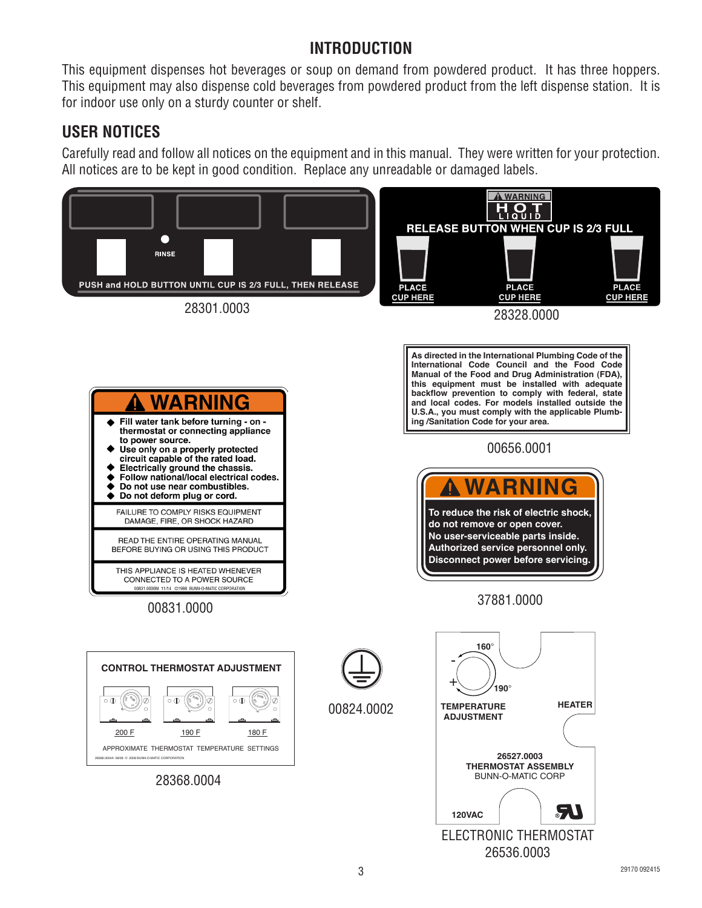## INTRODUCTION

This equipment dispenses hot beverages or soup on demand from powdered product. It has three hoppers. This equipment may also dispense cold beverages from powdered product from the left dispense station. It is for indoor use only on a sturdy counter or shelf.

## USER NOTICES

Carefully read and follow all notices on the equipment and in this manual. They were written for your protection. All notices are to be kept in good condition. Replace any unreadable or damaged labels.

RINSE

PUSH and HOLD BUTTON UNTIL CUP IS 2/3 FULL, THEN RELEASE

28301.0003

⚠ WARNING
HOT LIQUID

RELEASE BUTTON WHEN CUP IS 2/3 FULL

PLACE CUP HERE — PLACE CUP HERE — PLACE CUP HERE

28328.0000

As directed in the International Plumbing Code of the International Code Council and the Food Code Manual of the Food and Drug Administration (FDA), this equipment must be installed with adequate backflow prevention to comply with federal, state and local codes. For models installed outside the U.S.A., you must comply with the applicable Plumbing /Sanitation Code for your area.

00656.0001

**⚠ WARNING**

- Fill water tank before turning - on - thermostat or connecting appliance to power source.
- Use only on a properly protected circuit capable of the rated load.
- Electrically ground the chassis.
- Follow national/local electrical codes.
- Do not use near combustibles.
- Do not deform plug or cord.

FAILURE TO COMPLY RISKS EQUIPMENT DAMAGE, FIRE, OR SHOCK HAZARD

READ THE ENTIRE OPERATING MANUAL BEFORE BUYING OR USING THIS PRODUCT

THIS APPLIANCE IS HEATED WHENEVER CONNECTED TO A POWER SOURCE

00831.0000M 11/14 ©1998 BUNN-O-MATIC CORPORATION

00831.0000

**⚠ WARNING**

To reduce the risk of electric shock, do not remove or open cover.
No user-serviceable parts inside.
Authorized service personnel only.
Disconnect power before servicing.

37881.0000

CONTROL THERMOSTAT ADJUSTMENT

200 F — 190 F — 180 F

APPROXIMATE THERMOSTAT TEMPERATURE SETTINGS

28368.0004A 08/08 © 2008 BUNN-O-MATIC CORPORATION

28368.0004

00824.0002

160° — 190°

TEMPERATURE ADJUSTMENT — HEATER

26527.0003
THERMOSTAT ASSEMBLY
BUNN-O-MATIC CORP

120VAC

ELECTRONIC THERMOSTAT
26536.0003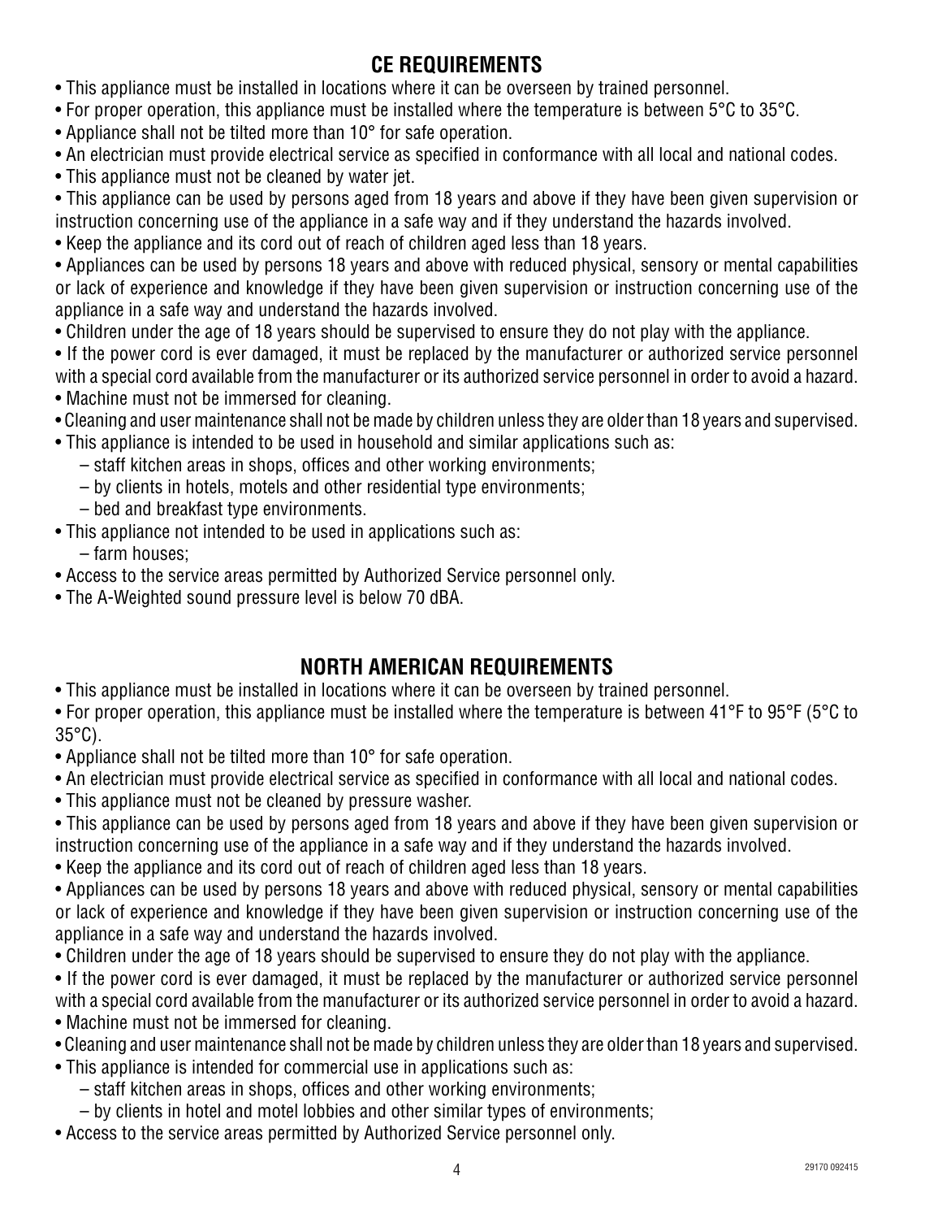## CE REQUIREMENTS

- This appliance must be installed in locations where it can be overseen by trained personnel.
- For proper operation, this appliance must be installed where the temperature is between 5°C to 35°C.
- Appliance shall not be tilted more than 10° for safe operation.
- An electrician must provide electrical service as specified in conformance with all local and national codes.
- This appliance must not be cleaned by water jet.
- This appliance can be used by persons aged from 18 years and above if they have been given supervision or instruction concerning use of the appliance in a safe way and if they understand the hazards involved.
- Keep the appliance and its cord out of reach of children aged less than 18 years.
- Appliances can be used by persons 18 years and above with reduced physical, sensory or mental capabilities or lack of experience and knowledge if they have been given supervision or instruction concerning use of the appliance in a safe way and understand the hazards involved.
- Children under the age of 18 years should be supervised to ensure they do not play with the appliance.
- If the power cord is ever damaged, it must be replaced by the manufacturer or authorized service personnel with a special cord available from the manufacturer or its authorized service personnel in order to avoid a hazard.
- Machine must not be immersed for cleaning.
- Cleaning and user maintenance shall not be made by children unless they are older than 18 years and supervised.
- This appliance is intended to be used in household and similar applications such as:
  - staff kitchen areas in shops, offices and other working environments;
  - by clients in hotels, motels and other residential type environments;
  - bed and breakfast type environments.
- This appliance not intended to be used in applications such as:
  - farm houses;
- Access to the service areas permitted by Authorized Service personnel only.
- The A-Weighted sound pressure level is below 70 dBA.

## NORTH AMERICAN REQUIREMENTS

- This appliance must be installed in locations where it can be overseen by trained personnel.
- For proper operation, this appliance must be installed where the temperature is between 41°F to 95°F (5°C to 35°C).
- Appliance shall not be tilted more than 10° for safe operation.
- An electrician must provide electrical service as specified in conformance with all local and national codes.
- This appliance must not be cleaned by pressure washer.
- This appliance can be used by persons aged from 18 years and above if they have been given supervision or instruction concerning use of the appliance in a safe way and if they understand the hazards involved.
- Keep the appliance and its cord out of reach of children aged less than 18 years.
- Appliances can be used by persons 18 years and above with reduced physical, sensory or mental capabilities or lack of experience and knowledge if they have been given supervision or instruction concerning use of the appliance in a safe way and understand the hazards involved.
- Children under the age of 18 years should be supervised to ensure they do not play with the appliance.
- If the power cord is ever damaged, it must be replaced by the manufacturer or authorized service personnel with a special cord available from the manufacturer or its authorized service personnel in order to avoid a hazard.
- Machine must not be immersed for cleaning.
- Cleaning and user maintenance shall not be made by children unless they are older than 18 years and supervised.
- This appliance is intended for commercial use in applications such as:
  - staff kitchen areas in shops, offices and other working environments;
  - by clients in hotel and motel lobbies and other similar types of environments;
- Access to the service areas permitted by Authorized Service personnel only.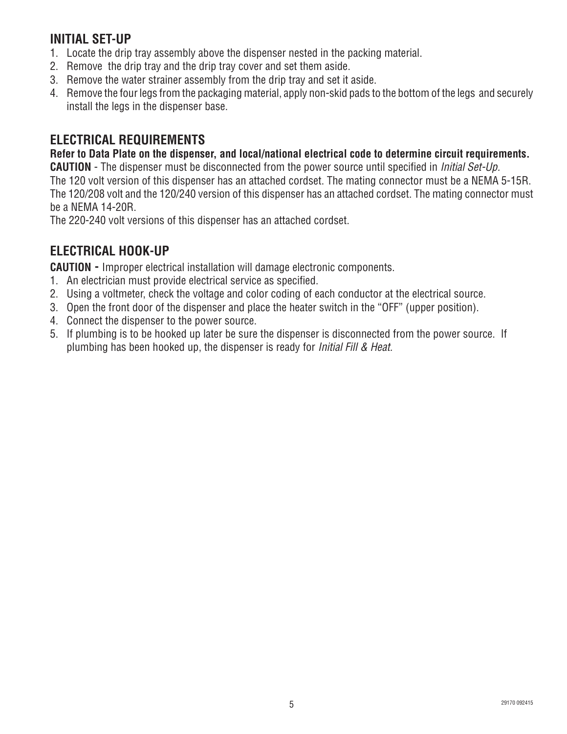## INITIAL SET-UP

1. Locate the drip tray assembly above the dispenser nested in the packing material.
2. Remove the drip tray and the drip tray cover and set them aside.
3. Remove the water strainer assembly from the drip tray and set it aside.
4. Remove the four legs from the packaging material, apply non-skid pads to the bottom of the legs and securely install the legs in the dispenser base.

## ELECTRICAL REQUIREMENTS

**Refer to Data Plate on the dispenser, and local/national electrical code to determine circuit requirements.**

**CAUTION** - The dispenser must be disconnected from the power source until specified in *Initial Set-Up.*

The 120 volt version of this dispenser has an attached cordset. The mating connector must be a NEMA 5-15R.

The 120/208 volt and the 120/240 version of this dispenser has an attached cordset. The mating connector must be a NEMA 14-20R.

The 220-240 volt versions of this dispenser has an attached cordset.

## ELECTRICAL HOOK-UP

**CAUTION -** Improper electrical installation will damage electronic components.

1. An electrician must provide electrical service as specified.
2. Using a voltmeter, check the voltage and color coding of each conductor at the electrical source.
3. Open the front door of the dispenser and place the heater switch in the "OFF" (upper position).
4. Connect the dispenser to the power source.
5. If plumbing is to be hooked up later be sure the dispenser is disconnected from the power source. If plumbing has been hooked up, the dispenser is ready for *Initial Fill & Heat.*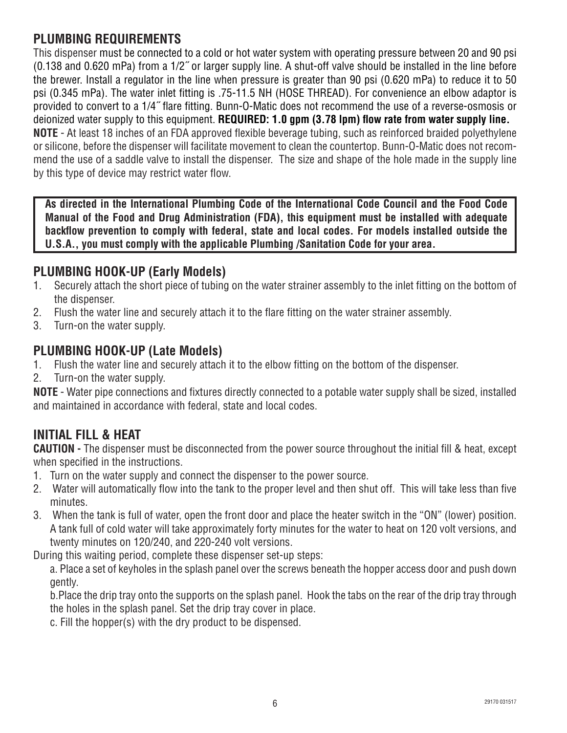## PLUMBING REQUIREMENTS

This dispenser must be connected to a cold or hot water system with operating pressure between 20 and 90 psi (0.138 and 0.620 mPa) from a 1/2″ or larger supply line. A shut-off valve should be installed in the line before the brewer. Install a regulator in the line when pressure is greater than 90 psi (0.620 mPa) to reduce it to 50 psi (0.345 mPa). The water inlet fitting is .75-11.5 NH (HOSE THREAD). For convenience an elbow adaptor is provided to convert to a 1/4″ flare fitting. Bunn-O-Matic does not recommend the use of a reverse-osmosis or deionized water supply to this equipment. **REQUIRED: 1.0 gpm (3.78 lpm) flow rate from water supply line.**

**NOTE** - At least 18 inches of an FDA approved flexible beverage tubing, such as reinforced braided polyethylene or silicone, before the dispenser will facilitate movement to clean the countertop. Bunn-O-Matic does not recommend the use of a saddle valve to install the dispenser. The size and shape of the hole made in the supply line by this type of device may restrict water flow.

**As directed in the International Plumbing Code of the International Code Council and the Food Code Manual of the Food and Drug Administration (FDA), this equipment must be installed with adequate backflow prevention to comply with federal, state and local codes. For models installed outside the U.S.A., you must comply with the applicable Plumbing /Sanitation Code for your area.**

## PLUMBING HOOK-UP (Early Models)

1. Securely attach the short piece of tubing on the water strainer assembly to the inlet fitting on the bottom of the dispenser.
2. Flush the water line and securely attach it to the flare fitting on the water strainer assembly.
3. Turn-on the water supply.

## PLUMBING HOOK-UP (Late Models)

1. Flush the water line and securely attach it to the elbow fitting on the bottom of the dispenser.
2. Turn-on the water supply.

**NOTE** - Water pipe connections and fixtures directly connected to a potable water supply shall be sized, installed and maintained in accordance with federal, state and local codes.

## INITIAL FILL & HEAT

**CAUTION -** The dispenser must be disconnected from the power source throughout the initial fill & heat, except when specified in the instructions.

1. Turn on the water supply and connect the dispenser to the power source.
2. Water will automatically flow into the tank to the proper level and then shut off. This will take less than five minutes.
3. When the tank is full of water, open the front door and place the heater switch in the "ON" (lower) position. A tank full of cold water will take approximately forty minutes for the water to heat on 120 volt versions, and twenty minutes on 120/240, and 220-240 volt versions.

During this waiting period, complete these dispenser set-up steps:

a. Place a set of keyholes in the splash panel over the screws beneath the hopper access door and push down gently.

b. Place the drip tray onto the supports on the splash panel. Hook the tabs on the rear of the drip tray through the holes in the splash panel. Set the drip tray cover in place.

c. Fill the hopper(s) with the dry product to be dispensed.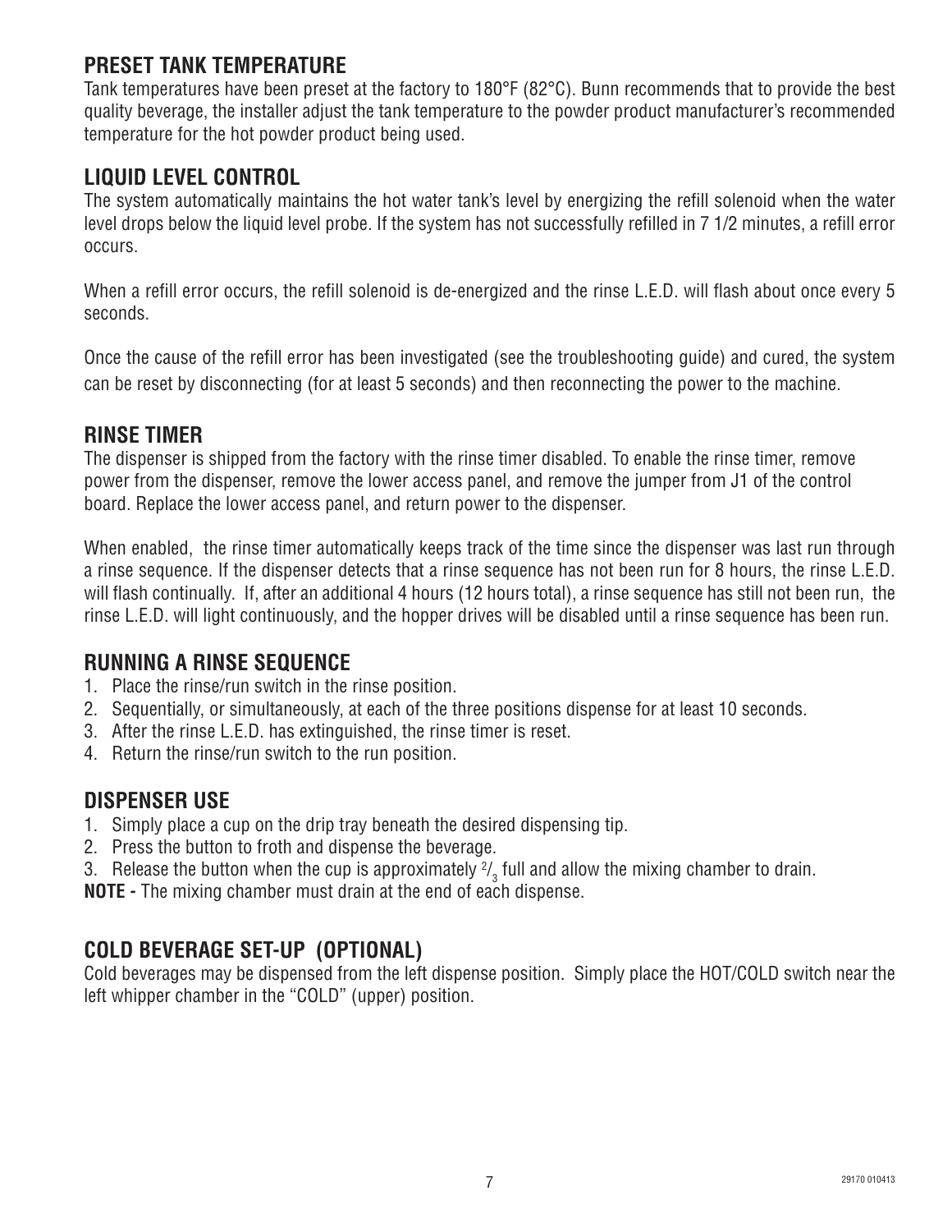## PRESET TANK TEMPERATURE

Tank temperatures have been preset at the factory to 180°F (82°C). Bunn recommends that to provide the best quality beverage, the installer adjust the tank temperature to the powder product manufacturer's recommended temperature for the hot powder product being used.

## LIQUID LEVEL CONTROL

The system automatically maintains the hot water tank's level by energizing the refill solenoid when the water level drops below the liquid level probe. If the system has not successfully refilled in 7 1/2 minutes, a refill error occurs.

When a refill error occurs, the refill solenoid is de-energized and the rinse L.E.D. will flash about once every 5 seconds.

Once the cause of the refill error has been investigated (see the troubleshooting guide) and cured, the system can be reset by disconnecting (for at least 5 seconds) and then reconnecting the power to the machine.

## RINSE TIMER

The dispenser is shipped from the factory with the rinse timer disabled. To enable the rinse timer, remove power from the dispenser, remove the lower access panel, and remove the jumper from J1 of the control board. Replace the lower access panel, and return power to the dispenser.

When enabled, the rinse timer automatically keeps track of the time since the dispenser was last run through a rinse sequence. If the dispenser detects that a rinse sequence has not been run for 8 hours, the rinse L.E.D. will flash continually. If, after an additional 4 hours (12 hours total), a rinse sequence has still not been run, the rinse L.E.D. will light continuously, and the hopper drives will be disabled until a rinse sequence has been run.

## RUNNING A RINSE SEQUENCE

1. Place the rinse/run switch in the rinse position.
2. Sequentially, or simultaneously, at each of the three positions dispense for at least 10 seconds.
3. After the rinse L.E.D. has extinguished, the rinse timer is reset.
4. Return the rinse/run switch to the run position.

## DISPENSER USE

1. Simply place a cup on the drip tray beneath the desired dispensing tip.
2. Press the button to froth and dispense the beverage.
3. Release the button when the cup is approximately 2/3 full and allow the mixing chamber to drain.

**NOTE -** The mixing chamber must drain at the end of each dispense.

## COLD BEVERAGE SET-UP (OPTIONAL)

Cold beverages may be dispensed from the left dispense position. Simply place the HOT/COLD switch near the left whipper chamber in the "COLD" (upper) position.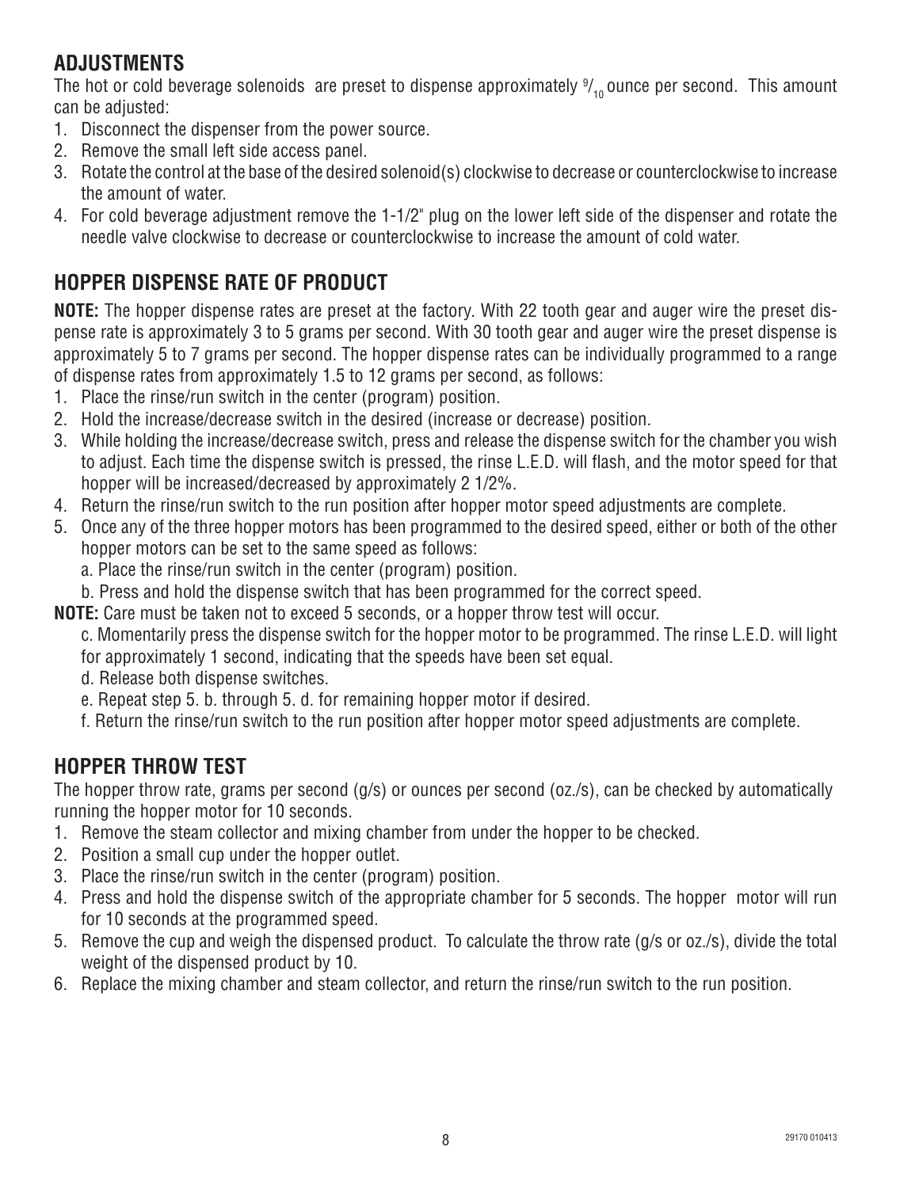## ADJUSTMENTS

The hot or cold beverage solenoids are preset to dispense approximately $^{9}/_{10}$ ounce per second. This amount can be adjusted:

1. Disconnect the dispenser from the power source.
2. Remove the small left side access panel.
3. Rotate the control at the base of the desired solenoid(s) clockwise to decrease or counterclockwise to increase the amount of water.
4. For cold beverage adjustment remove the 1-1/2" plug on the lower left side of the dispenser and rotate the needle valve clockwise to decrease or counterclockwise to increase the amount of cold water.

## HOPPER DISPENSE RATE OF PRODUCT

**NOTE:** The hopper dispense rates are preset at the factory. With 22 tooth gear and auger wire the preset dispense rate is approximately 3 to 5 grams per second. With 30 tooth gear and auger wire the preset dispense is approximately 5 to 7 grams per second. The hopper dispense rates can be individually programmed to a range of dispense rates from approximately 1.5 to 12 grams per second, as follows:

1. Place the rinse/run switch in the center (program) position.
2. Hold the increase/decrease switch in the desired (increase or decrease) position.
3. While holding the increase/decrease switch, press and release the dispense switch for the chamber you wish to adjust. Each time the dispense switch is pressed, the rinse L.E.D. will flash, and the motor speed for that hopper will be increased/decreased by approximately 2 1/2%.
4. Return the rinse/run switch to the run position after hopper motor speed adjustments are complete.
5. Once any of the three hopper motors has been programmed to the desired speed, either or both of the other hopper motors can be set to the same speed as follows:
   a. Place the rinse/run switch in the center (program) position.
   b. Press and hold the dispense switch that has been programmed for the correct speed.

**NOTE:** Care must be taken not to exceed 5 seconds, or a hopper throw test will occur.

   c. Momentarily press the dispense switch for the hopper motor to be programmed. The rinse L.E.D. will light for approximately 1 second, indicating that the speeds have been set equal.
   d. Release both dispense switches.
   e. Repeat step 5. b. through 5. d. for remaining hopper motor if desired.
   f. Return the rinse/run switch to the run position after hopper motor speed adjustments are complete.

## HOPPER THROW TEST

The hopper throw rate, grams per second (g/s) or ounces per second (oz./s), can be checked by automatically running the hopper motor for 10 seconds.

1. Remove the steam collector and mixing chamber from under the hopper to be checked.
2. Position a small cup under the hopper outlet.
3. Place the rinse/run switch in the center (program) position.
4. Press and hold the dispense switch of the appropriate chamber for 5 seconds. The hopper motor will run for 10 seconds at the programmed speed.
5. Remove the cup and weigh the dispensed product. To calculate the throw rate (g/s or oz./s), divide the total weight of the dispensed product by 10.
6. Replace the mixing chamber and steam collector, and return the rinse/run switch to the run position.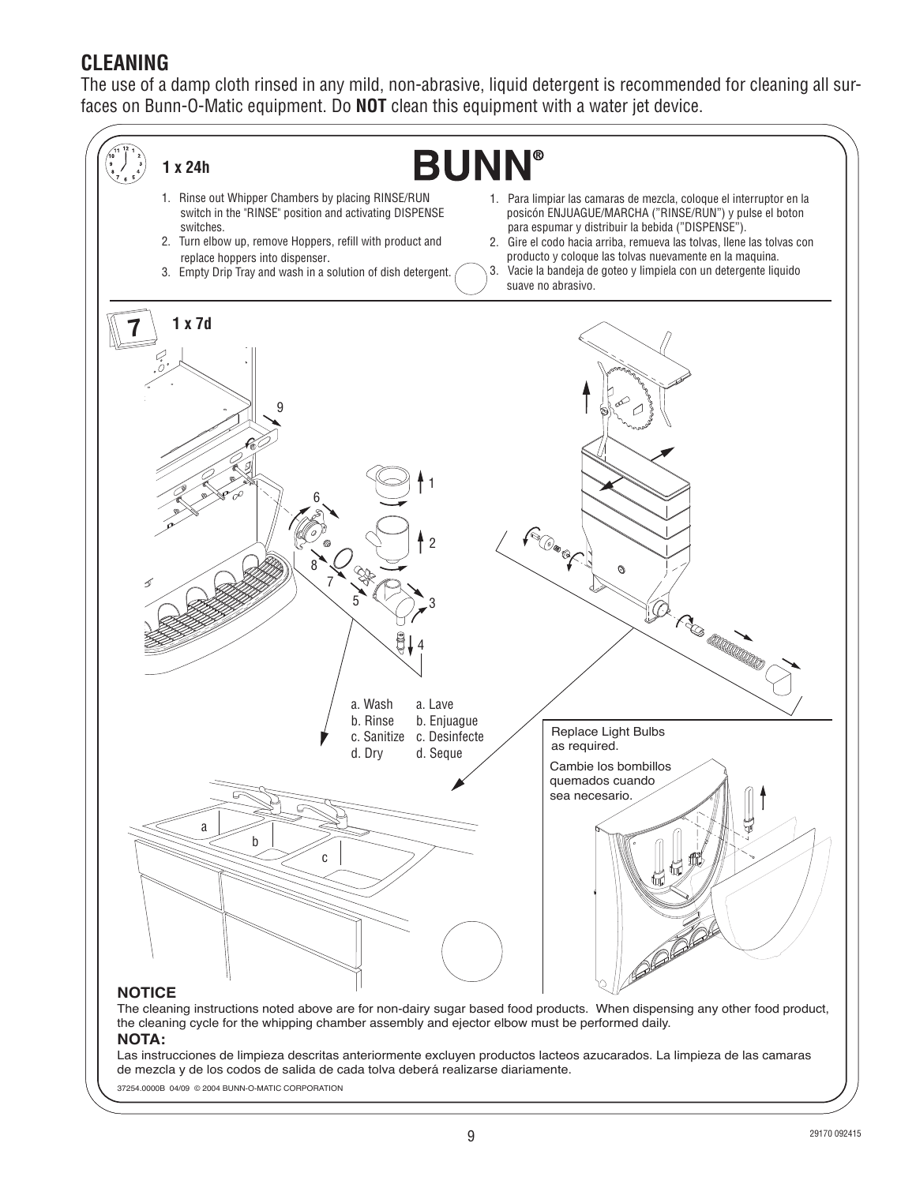## CLEANING

The use of a damp cloth rinsed in any mild, non-abrasive, liquid detergent is recommended for cleaning all surfaces on Bunn-O-Matic equipment. Do **NOT** clean this equipment with a water jet device.

**BUNN®**

**1 x 24h**

1. Rinse out Whipper Chambers by placing RINSE/RUN switch in the "RINSE" position and activating DISPENSE switches.
2. Turn elbow up, remove Hoppers, refill with product and replace hoppers into dispenser.
3. Empty Drip Tray and wash in a solution of dish detergent.

1. Para limpiar las camaras de mezcla, coloque el interruptor en la posicón ENJUAGUE/MARCHA ("RINSE/RUN") y pulse el boton para espumar y distribuir la bebida ("DISPENSE").
2. Gire el codo hacia arriba, remueva las tolvas, llene las tolvas con producto y coloque las tolvas nuevamente en la maquina.
3. Vacie la bandeja de goteo y limpiela con un detergente liquido suave no abrasivo.

**7** **1 x 7d**

a. Wash a. Lave
b. Rinse b. Enjuague
c. Sanitize c. Desinfecte
d. Dry d. Seque

Replace Light Bulbs as required.

Cambie los bombillos quemados cuando sea necesario.

**NOTICE**

The cleaning instructions noted above are for non-dairy sugar based food products. When dispensing any other food product, the cleaning cycle for the whipping chamber assembly and ejector elbow must be performed daily.

**NOTA:**

Las instrucciones de limpieza descritas anteriormente excluyen productos lacteos azucarados. La limpieza de las camaras de mezcla y de los codos de salida de cada tolva deberá realizarse diariamente.

37254.0000B 04/09 © 2004 BUNN-O-MATIC CORPORATION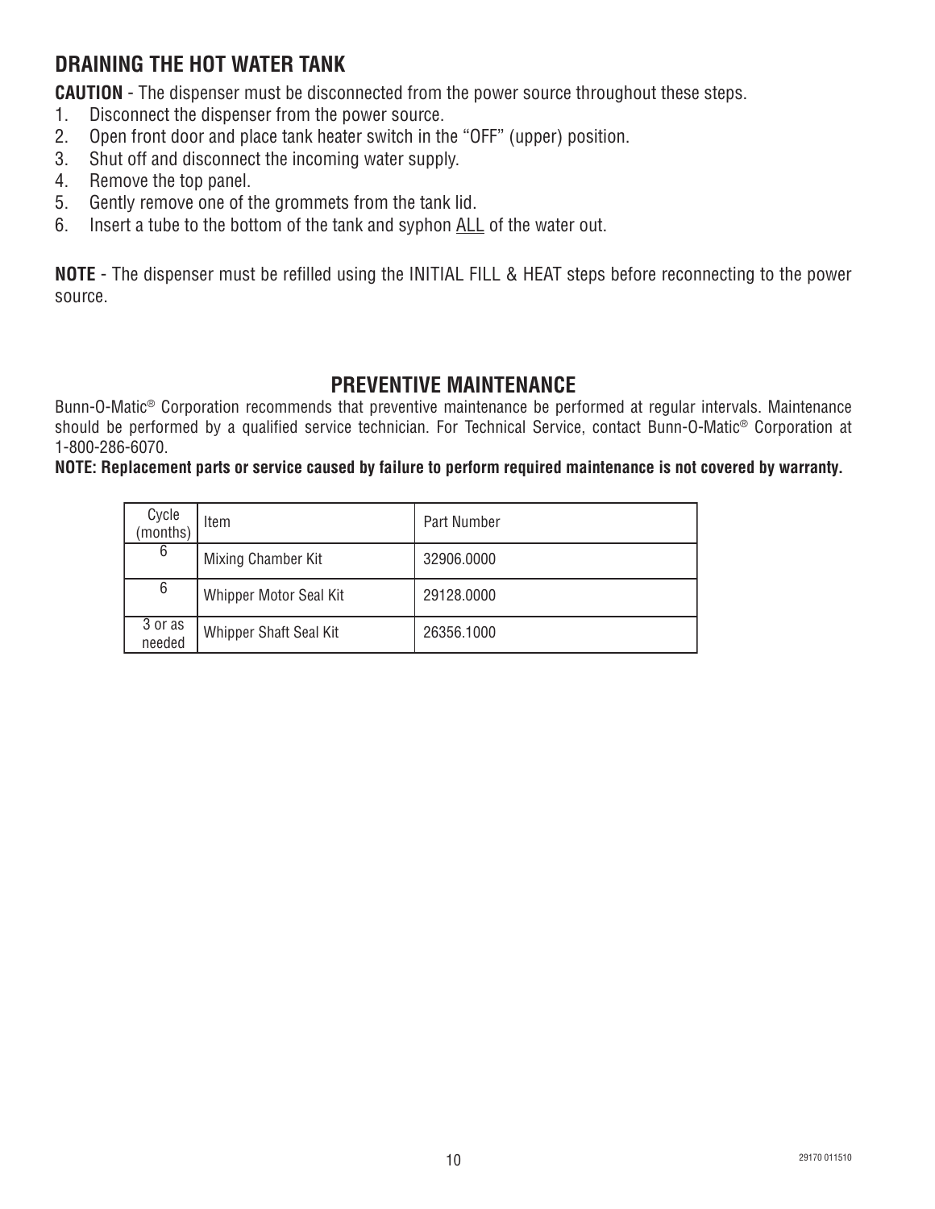## DRAINING THE HOT WATER TANK

**CAUTION** - The dispenser must be disconnected from the power source throughout these steps.

1. Disconnect the dispenser from the power source.
2. Open front door and place tank heater switch in the "OFF" (upper) position.
3. Shut off and disconnect the incoming water supply.
4. Remove the top panel.
5. Gently remove one of the grommets from the tank lid.
6. Insert a tube to the bottom of the tank and syphon ALL of the water out.

**NOTE** - The dispenser must be refilled using the INITIAL FILL & HEAT steps before reconnecting to the power source.

## PREVENTIVE MAINTENANCE

Bunn-O-Matic® Corporation recommends that preventive maintenance be performed at regular intervals. Maintenance should be performed by a qualified service technician. For Technical Service, contact Bunn-O-Matic® Corporation at 1-800-286-6070.

**NOTE: Replacement parts or service caused by failure to perform required maintenance is not covered by warranty.**

| Cycle (months) | Item | Part Number |
|---|---|---|
| 6 | Mixing Chamber Kit | 32906.0000 |
| 6 | Whipper Motor Seal Kit | 29128.0000 |
| 3 or as needed | Whipper Shaft Seal Kit | 26356.1000 |

29170 011510